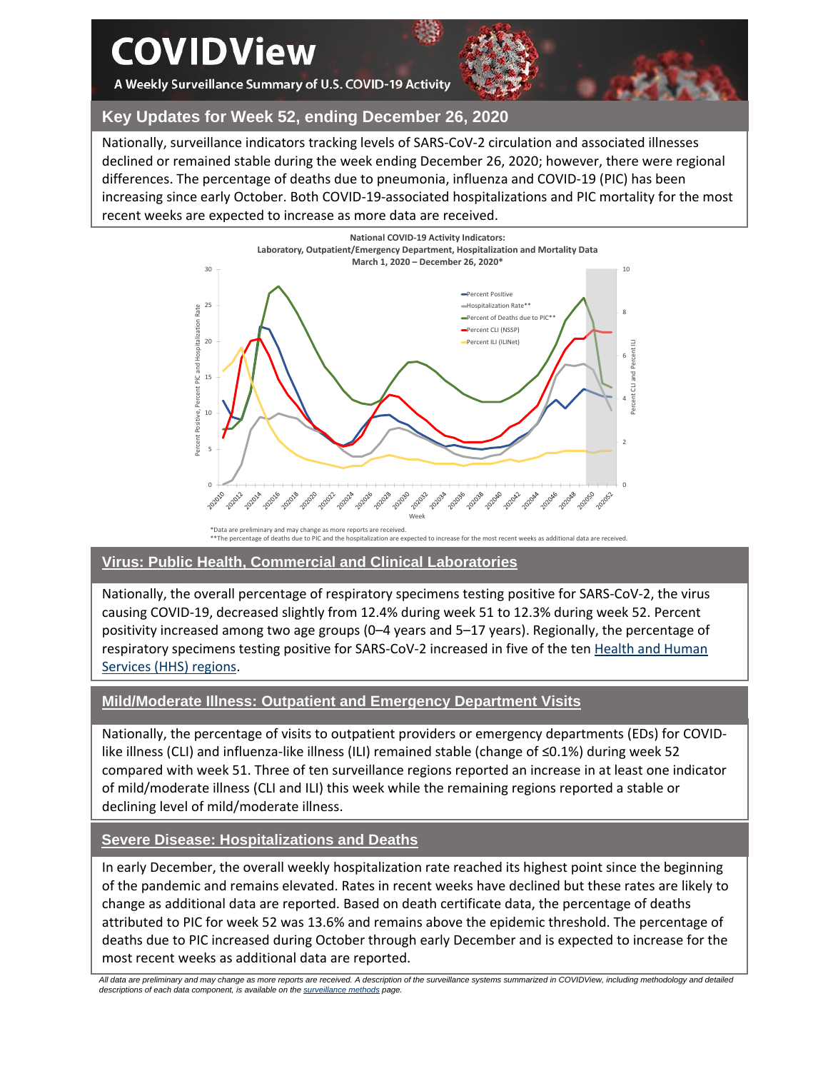# COVIDView

A Weekly Surveillance Summary of U.S. COVID-19 Activity

## Key Updates for Week 52, ending December 26, 2020

Nationally, surveillance indicators tracking levels of SARS-CoV-2 circulation and associated illnesses declined or remained stable during the week ending December 26, 2020; however, there were regional differences. The percentage of deaths due to pneumonia, influenza and COVID-19 (PIC) has been increasing since early October. Both COVID-19-associated hospitalizations and PIC mortality for the most recent weeks are expected to increase as more data are received.

**National COVID-19 Activity Indicators: Laboratory, Outpatient/Emergency Department, Hospitalization and Mortality Data March 1, 2020 – December 26, 2020***

*Data are preliminary and may change as more reports are received.
**The percentage of deaths due to PIC and the hospitalization are expected to increase for the most recent weeks as additional data are received.

## Virus: Public Health, Commercial and Clinical Laboratories

Nationally, the overall percentage of respiratory specimens testing positive for SARS-CoV-2, the virus causing COVID-19, decreased slightly from 12.4% during week 51 to 12.3% during week 52. Percent positivity increased among two age groups (0–4 years and 5–17 years). Regionally, the percentage of respiratory specimens testing positive for SARS-CoV-2 increased in five of the ten Health and Human Services (HHS) regions.

## Mild/Moderate Illness: Outpatient and Emergency Department Visits

Nationally, the percentage of visits to outpatient providers or emergency departments (EDs) for COVID-like illness (CLI) and influenza-like illness (ILI) remained stable (change of ≤0.1%) during week 52 compared with week 51. Three of ten surveillance regions reported an increase in at least one indicator of mild/moderate illness (CLI and ILI) this week while the remaining regions reported a stable or declining level of mild/moderate illness.

## Severe Disease: Hospitalizations and Deaths

In early December, the overall weekly hospitalization rate reached its highest point since the beginning of the pandemic and remains elevated. Rates in recent weeks have declined but these rates are likely to change as additional data are reported. Based on death certificate data, the percentage of deaths attributed to PIC for week 52 was 13.6% and remains above the epidemic threshold. The percentage of deaths due to PIC increased during October through early December and is expected to increase for the most recent weeks as additional data are reported.

*All data are preliminary and may change as more reports are received. A description of the surveillance systems summarized in COVIDView, including methodology and detailed descriptions of each data component, is available on the surveillance methods page.*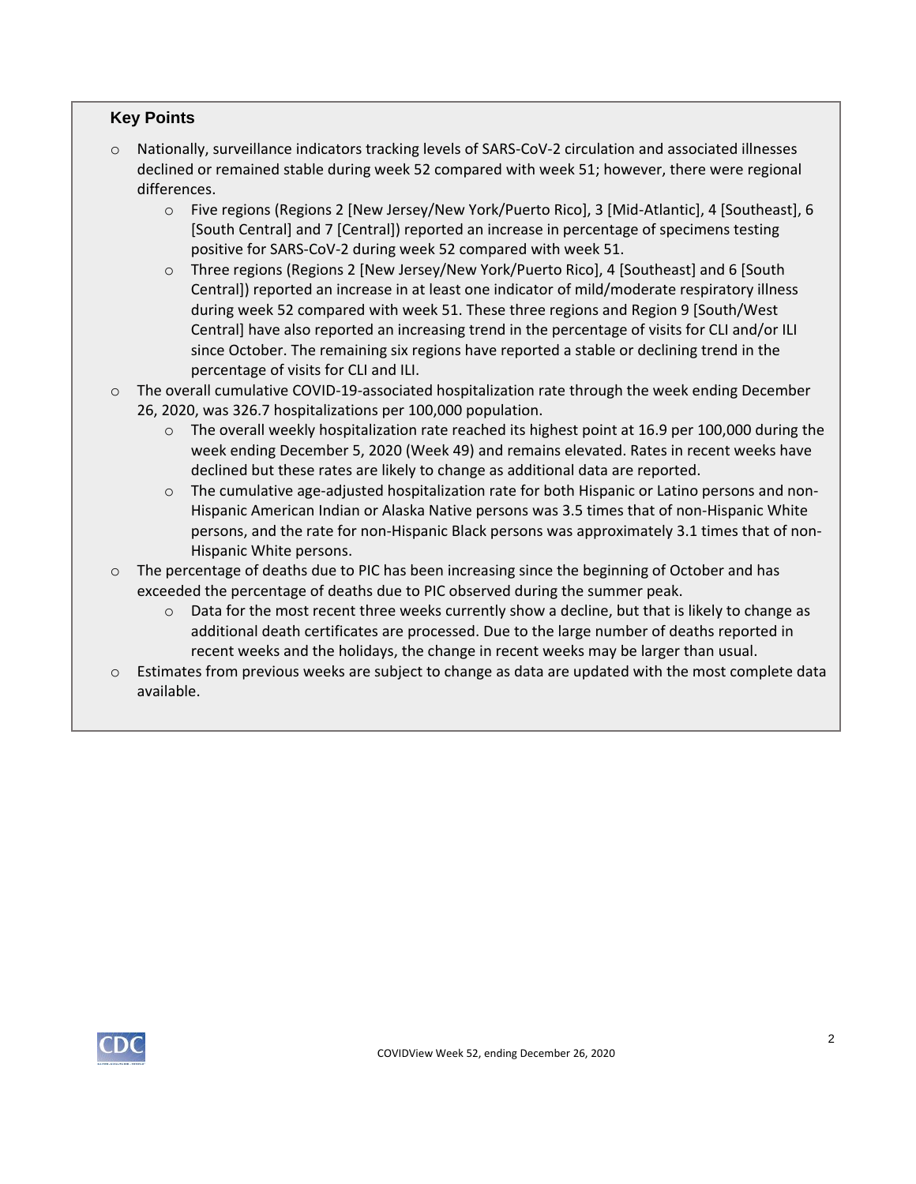### Key Points

- Nationally, surveillance indicators tracking levels of SARS-CoV-2 circulation and associated illnesses declined or remained stable during week 52 compared with week 51; however, there were regional differences.
  - Five regions (Regions 2 [New Jersey/New York/Puerto Rico], 3 [Mid-Atlantic], 4 [Southeast], 6 [South Central] and 7 [Central]) reported an increase in percentage of specimens testing positive for SARS-CoV-2 during week 52 compared with week 51.
  - Three regions (Regions 2 [New Jersey/New York/Puerto Rico], 4 [Southeast] and 6 [South Central]) reported an increase in at least one indicator of mild/moderate respiratory illness during week 52 compared with week 51. These three regions and Region 9 [South/West Central] have also reported an increasing trend in the percentage of visits for CLI and/or ILI since October. The remaining six regions have reported a stable or declining trend in the percentage of visits for CLI and ILI.
- The overall cumulative COVID-19-associated hospitalization rate through the week ending December 26, 2020, was 326.7 hospitalizations per 100,000 population.
  - The overall weekly hospitalization rate reached its highest point at 16.9 per 100,000 during the week ending December 5, 2020 (Week 49) and remains elevated. Rates in recent weeks have declined but these rates are likely to change as additional data are reported.
  - The cumulative age-adjusted hospitalization rate for both Hispanic or Latino persons and non-Hispanic American Indian or Alaska Native persons was 3.5 times that of non-Hispanic White persons, and the rate for non-Hispanic Black persons was approximately 3.1 times that of non-Hispanic White persons.
- The percentage of deaths due to PIC has been increasing since the beginning of October and has exceeded the percentage of deaths due to PIC observed during the summer peak.
  - Data for the most recent three weeks currently show a decline, but that is likely to change as additional death certificates are processed. Due to the large number of deaths reported in recent weeks and the holidays, the change in recent weeks may be larger than usual.
- Estimates from previous weeks are subject to change as data are updated with the most complete data available.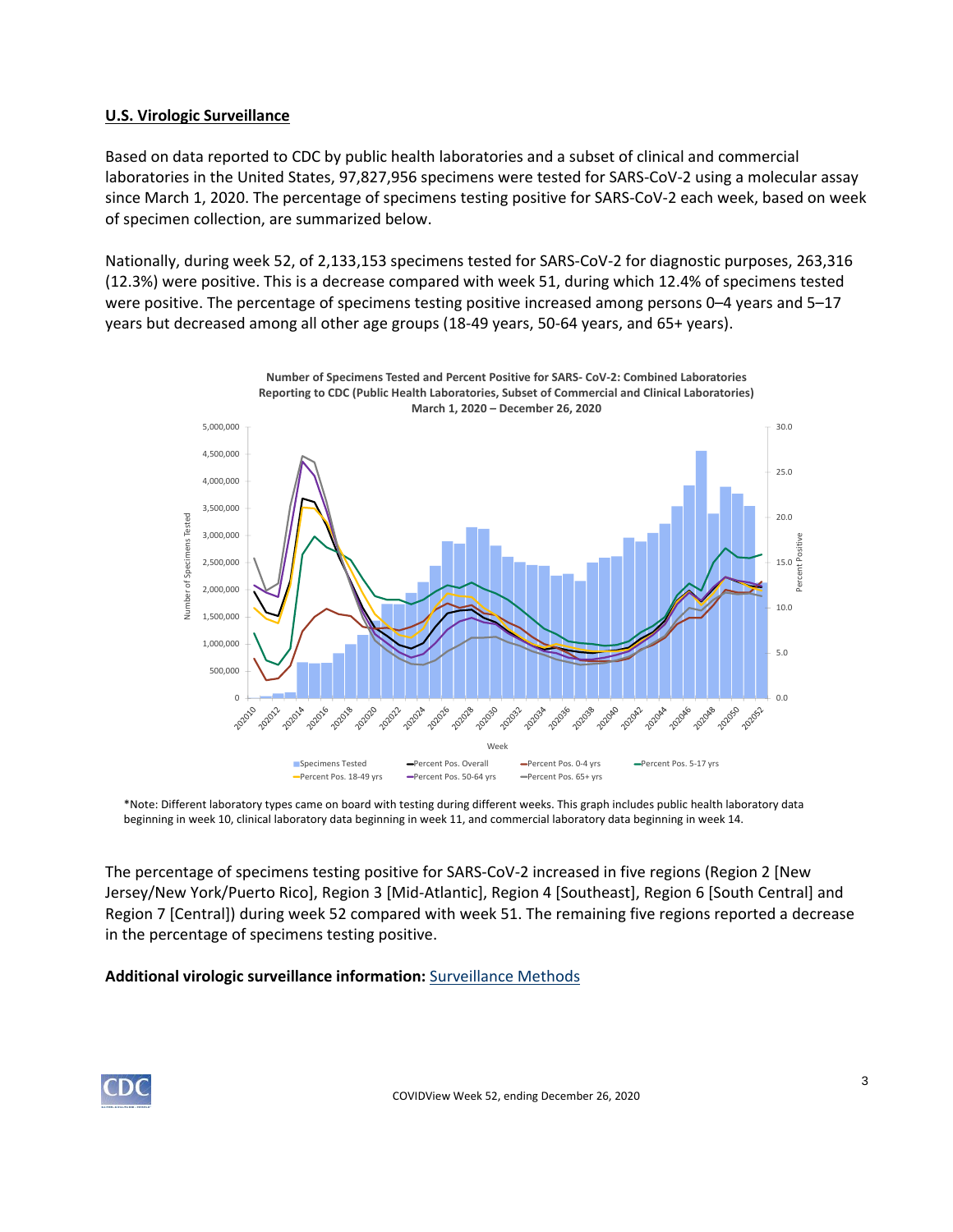## U.S. Virologic Surveillance

Based on data reported to CDC by public health laboratories and a subset of clinical and commercial laboratories in the United States, 97,827,956 specimens were tested for SARS-CoV-2 using a molecular assay since March 1, 2020. The percentage of specimens testing positive for SARS-CoV-2 each week, based on week of specimen collection, are summarized below.

Nationally, during week 52, of 2,133,153 specimens tested for SARS-CoV-2 for diagnostic purposes, 263,316 (12.3%) were positive. This is a decrease compared with week 51, during which 12.4% of specimens tested were positive. The percentage of specimens testing positive increased among persons 0–4 years and 5–17 years but decreased among all other age groups (18-49 years, 50-64 years, and 65+ years).

**Number of Specimens Tested and Percent Positive for SARS- CoV-2: Combined Laboratories Reporting to CDC (Public Health Laboratories, Subset of Commercial and Clinical Laboratories) March 1, 2020 – December 26, 2020**

*Note: Different laboratory types came on board with testing during different weeks. This graph includes public health laboratory data beginning in week 10, clinical laboratory data beginning in week 11, and commercial laboratory data beginning in week 14.

The percentage of specimens testing positive for SARS-CoV-2 increased in five regions (Region 2 [New Jersey/New York/Puerto Rico], Region 3 [Mid-Atlantic], Region 4 [Southeast], Region 6 [South Central] and Region 7 [Central]) during week 52 compared with week 51. The remaining five regions reported a decrease in the percentage of specimens testing positive.

**Additional virologic surveillance information:** Surveillance Methods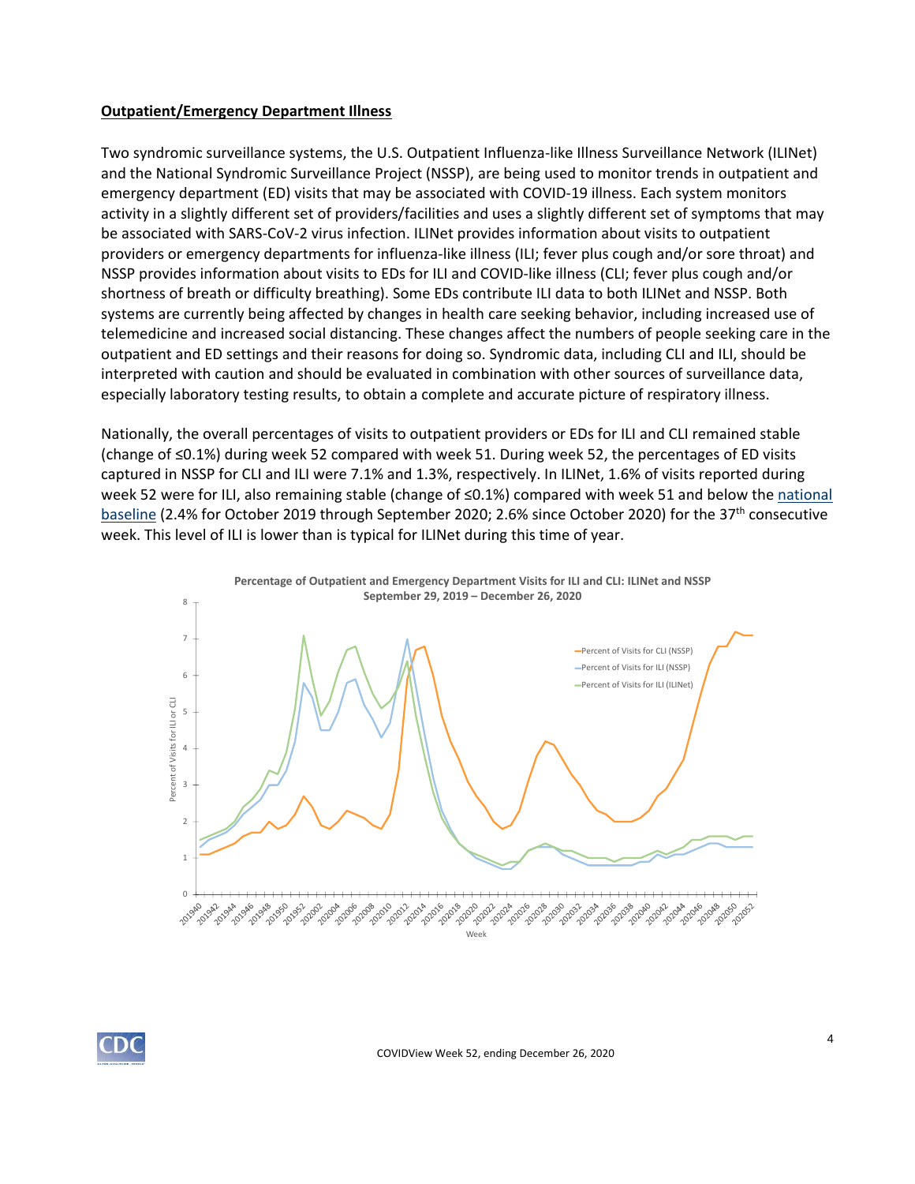**Outpatient/Emergency Department Illness**

Two syndromic surveillance systems, the U.S. Outpatient Influenza-like Illness Surveillance Network (ILINet) and the National Syndromic Surveillance Project (NSSP), are being used to monitor trends in outpatient and emergency department (ED) visits that may be associated with COVID-19 illness. Each system monitors activity in a slightly different set of providers/facilities and uses a slightly different set of symptoms that may be associated with SARS-CoV-2 virus infection. ILINet provides information about visits to outpatient providers or emergency departments for influenza-like illness (ILI; fever plus cough and/or sore throat) and NSSP provides information about visits to EDs for ILI and COVID-like illness (CLI; fever plus cough and/or shortness of breath or difficulty breathing). Some EDs contribute ILI data to both ILINet and NSSP. Both systems are currently being affected by changes in health care seeking behavior, including increased use of telemedicine and increased social distancing. These changes affect the numbers of people seeking care in the outpatient and ED settings and their reasons for doing so. Syndromic data, including CLI and ILI, should be interpreted with caution and should be evaluated in combination with other sources of surveillance data, especially laboratory testing results, to obtain a complete and accurate picture of respiratory illness.

Nationally, the overall percentages of visits to outpatient providers or EDs for ILI and CLI remained stable (change of ≤0.1%) during week 52 compared with week 51. During week 52, the percentages of ED visits captured in NSSP for CLI and ILI were 7.1% and 1.3%, respectively. In ILINet, 1.6% of visits reported during week 52 were for ILI, also remaining stable (change of ≤0.1%) compared with week 51 and below the national baseline (2.4% for October 2019 through September 2020; 2.6% since October 2020) for the 37th consecutive week. This level of ILI is lower than is typical for ILINet during this time of year.

**Percentage of Outpatient and Emergency Department Visits for ILI and CLI: ILINet and NSSP**
**September 29, 2019 – December 26, 2020**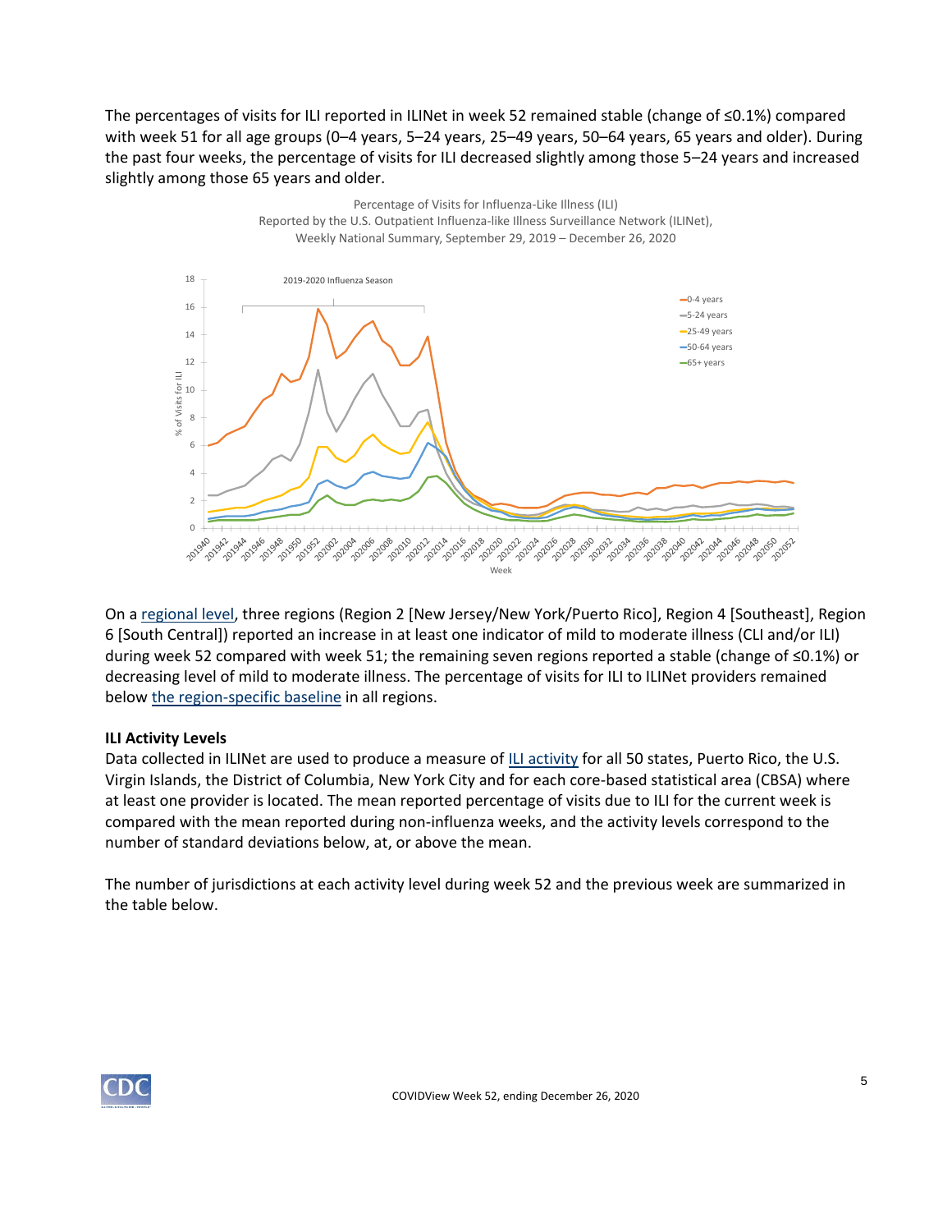The percentages of visits for ILI reported in ILINet in week 52 remained stable (change of ≤0.1%) compared with week 51 for all age groups (0–4 years, 5–24 years, 25–49 years, 50–64 years, 65 years and older). During the past four weeks, the percentage of visits for ILI decreased slightly among those 5–24 years and increased slightly among those 65 years and older.

Percentage of Visits for Influenza-Like Illness (ILI) Reported by the U.S. Outpatient Influenza-like Illness Surveillance Network (ILINet), Weekly National Summary, September 29, 2019 – December 26, 2020

On a regional level, three regions (Region 2 [New Jersey/New York/Puerto Rico], Region 4 [Southeast], Region 6 [South Central]) reported an increase in at least one indicator of mild to moderate illness (CLI and/or ILI) during week 52 compared with week 51; the remaining seven regions reported a stable (change of ≤0.1%) or decreasing level of mild to moderate illness. The percentage of visits for ILI to ILINet providers remained below the region-specific baseline in all regions.

**ILI Activity Levels**

Data collected in ILINet are used to produce a measure of ILI activity for all 50 states, Puerto Rico, the U.S. Virgin Islands, the District of Columbia, New York City and for each core-based statistical area (CBSA) where at least one provider is located. The mean reported percentage of visits due to ILI for the current week is compared with the mean reported during non-influenza weeks, and the activity levels correspond to the number of standard deviations below, at, or above the mean.

The number of jurisdictions at each activity level during week 52 and the previous week are summarized in the table below.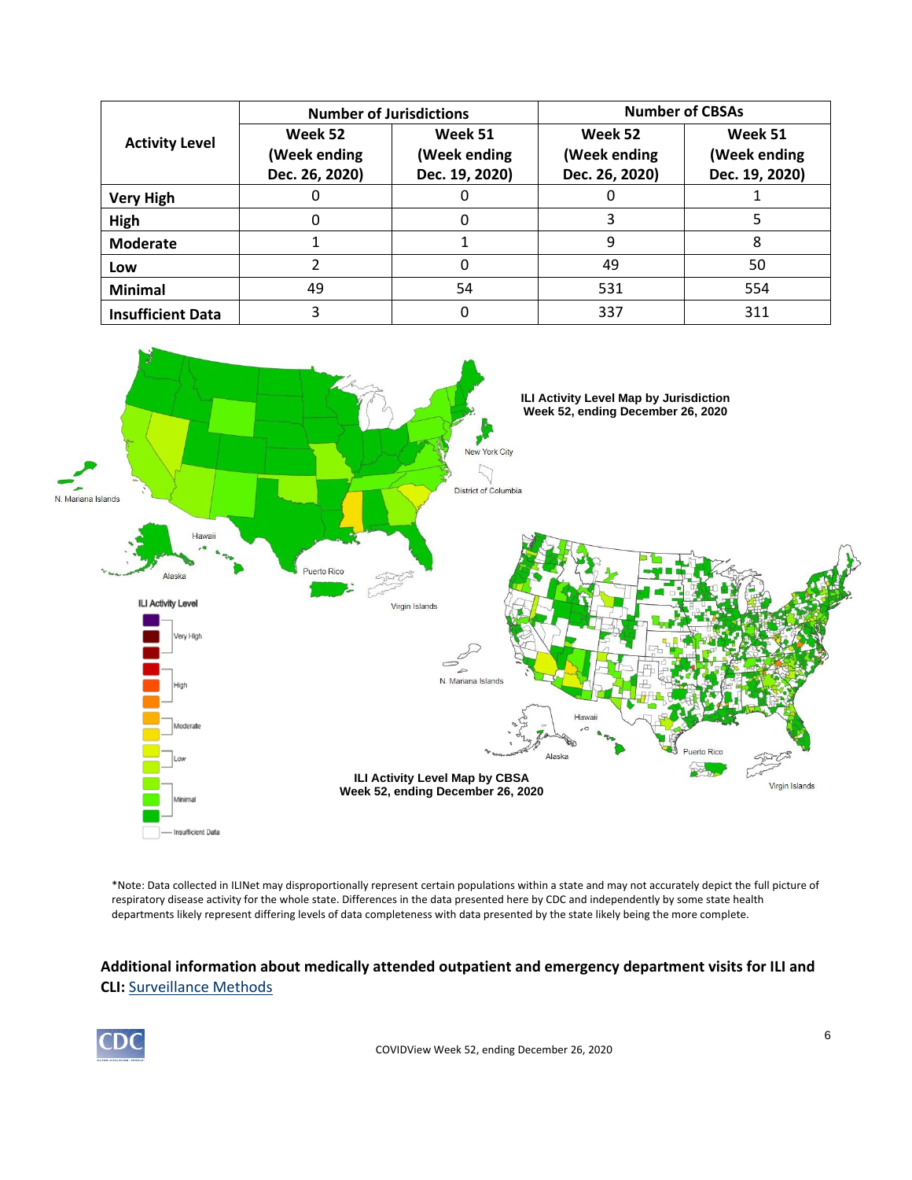| Activity Level | Number of Jurisdictions | | Number of CBSAs | |
|---|---|---|---|---|
| | Week 52 (Week ending Dec. 26, 2020) | Week 51 (Week ending Dec. 19, 2020) | Week 52 (Week ending Dec. 26, 2020) | Week 51 (Week ending Dec. 19, 2020) |
| **Very High** | 0 | 0 | 0 | 1 |
| **High** | 0 | 0 | 3 | 5 |
| **Moderate** | 1 | 1 | 9 | 8 |
| **Low** | 2 | 0 | 49 | 50 |
| **Minimal** | 49 | 54 | 531 | 554 |
| **Insufficient Data** | 3 | 0 | 337 | 311 |

**ILI Activity Level Map by Jurisdiction**
**Week 52, ending December 26, 2020**

**ILI Activity Level Map by CBSA**
**Week 52, ending December 26, 2020**

*Note: Data collected in ILINet may disproportionally represent certain populations within a state and may not accurately depict the full picture of respiratory disease activity for the whole state. Differences in the data presented here by CDC and independently by some state health departments likely represent differing levels of data completeness with data presented by the state likely being the more complete.

**Additional information about medically attended outpatient and emergency department visits for ILI and CLI:** Surveillance Methods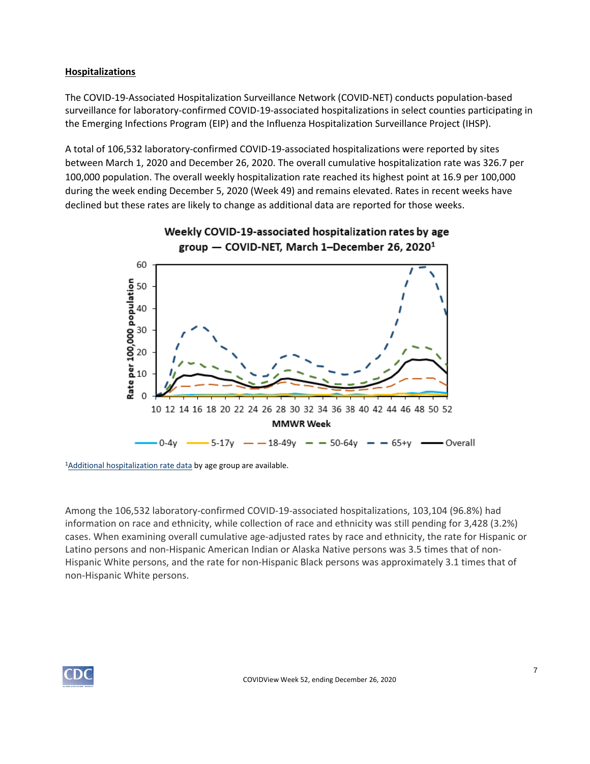**Hospitalizations**

The COVID-19-Associated Hospitalization Surveillance Network (COVID-NET) conducts population-based surveillance for laboratory-confirmed COVID-19-associated hospitalizations in select counties participating in the Emerging Infections Program (EIP) and the Influenza Hospitalization Surveillance Project (IHSP).

A total of 106,532 laboratory-confirmed COVID-19-associated hospitalizations were reported by sites between March 1, 2020 and December 26, 2020. The overall cumulative hospitalization rate was 326.7 per 100,000 population. The overall weekly hospitalization rate reached its highest point at 16.9 per 100,000 during the week ending December 5, 2020 (Week 49) and remains elevated. Rates in recent weeks have declined but these rates are likely to change as additional data are reported for those weeks.

**Weekly COVID-19-associated hospitalization rates by age group — COVID-NET, March 1–December 26, 2020[1]**

[1]Additional hospitalization rate data by age group are available.

Among the 106,532 laboratory-confirmed COVID-19-associated hospitalizations, 103,104 (96.8%) had information on race and ethnicity, while collection of race and ethnicity was still pending for 3,428 (3.2%) cases. When examining overall cumulative age-adjusted rates by race and ethnicity, the rate for Hispanic or Latino persons and non-Hispanic American Indian or Alaska Native persons was 3.5 times that of non-Hispanic White persons, and the rate for non-Hispanic Black persons was approximately 3.1 times that of non-Hispanic White persons.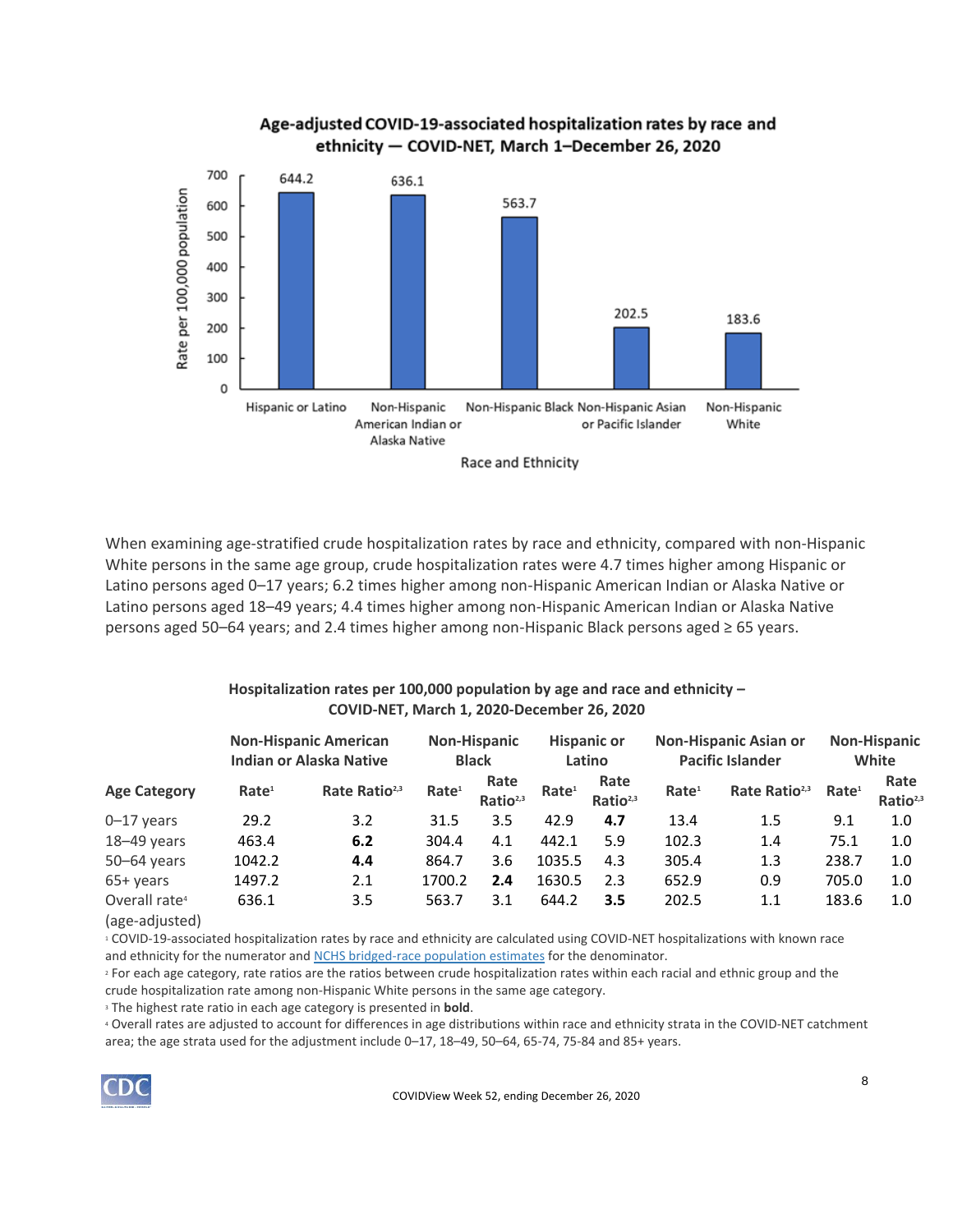**Age-adjusted COVID-19-associated hospitalization rates by race and ethnicity — COVID-NET, March 1–December 26, 2020**

| Race and Ethnicity | Rate per 100,000 population |
|---|---|
| Hispanic or Latino | 644.2 |
| Non-Hispanic American Indian or Alaska Native | 636.1 |
| Non-Hispanic Black | 563.7 |
| Non-Hispanic Asian or Pacific Islander | 202.5 |
| Non-Hispanic White | 183.6 |

When examining age-stratified crude hospitalization rates by race and ethnicity, compared with non-Hispanic White persons in the same age group, crude hospitalization rates were 4.7 times higher among Hispanic or Latino persons aged 0–17 years; 6.2 times higher among non-Hispanic American Indian or Alaska Native or Latino persons aged 18–49 years; 4.4 times higher among non-Hispanic American Indian or Alaska Native persons aged 50–64 years; and 2.4 times higher among non-Hispanic Black persons aged ≥ 65 years.

**Hospitalization rates per 100,000 population by age and race and ethnicity – COVID-NET, March 1, 2020-December 26, 2020**

| | Non-Hispanic American Indian or Alaska Native | | Non-Hispanic Black | | Hispanic or Latino | | Non-Hispanic Asian or Pacific Islander | | Non-Hispanic White | |
|---|---|---|---|---|---|---|---|---|---|---|
| **Age Category** | **Rate[1]** | **Rate Ratio[2,3]** | **Rate[1]** | **Rate Ratio[2,3]** | **Rate[1]** | **Rate Ratio[2,3]** | **Rate[1]** | **Rate Ratio[2,3]** | **Rate[1]** | **Rate Ratio[2,3]** |
| 0–17 years | 29.2 | 3.2 | 31.5 | 3.5 | 42.9 | **4.7** | 13.4 | 1.5 | 9.1 | 1.0 |
| 18–49 years | 463.4 | **6.2** | 304.4 | 4.1 | 442.1 | 5.9 | 102.3 | 1.4 | 75.1 | 1.0 |
| 50–64 years | 1042.2 | **4.4** | 864.7 | 3.6 | 1035.5 | 4.3 | 305.4 | 1.3 | 238.7 | 1.0 |
| 65+ years | 1497.2 | 2.1 | 1700.2 | **2.4** | 1630.5 | 2.3 | 652.9 | 0.9 | 705.0 | 1.0 |
| Overall rate[4] (age-adjusted) | 636.1 | 3.5 | 563.7 | 3.1 | 644.2 | **3.5** | 202.5 | 1.1 | 183.6 | 1.0 |

[1] COVID-19-associated hospitalization rates by race and ethnicity are calculated using COVID-NET hospitalizations with known race and ethnicity for the numerator and NCHS bridged-race population estimates for the denominator.

[2] For each age category, rate ratios are the ratios between crude hospitalization rates within each racial and ethnic group and the crude hospitalization rate among non-Hispanic White persons in the same age category.

[3] The highest rate ratio in each age category is presented in **bold**.

[4] Overall rates are adjusted to account for differences in age distributions within race and ethnicity strata in the COVID-NET catchment area; the age strata used for the adjustment include 0–17, 18–49, 50–64, 65-74, 75-84 and 85+ years.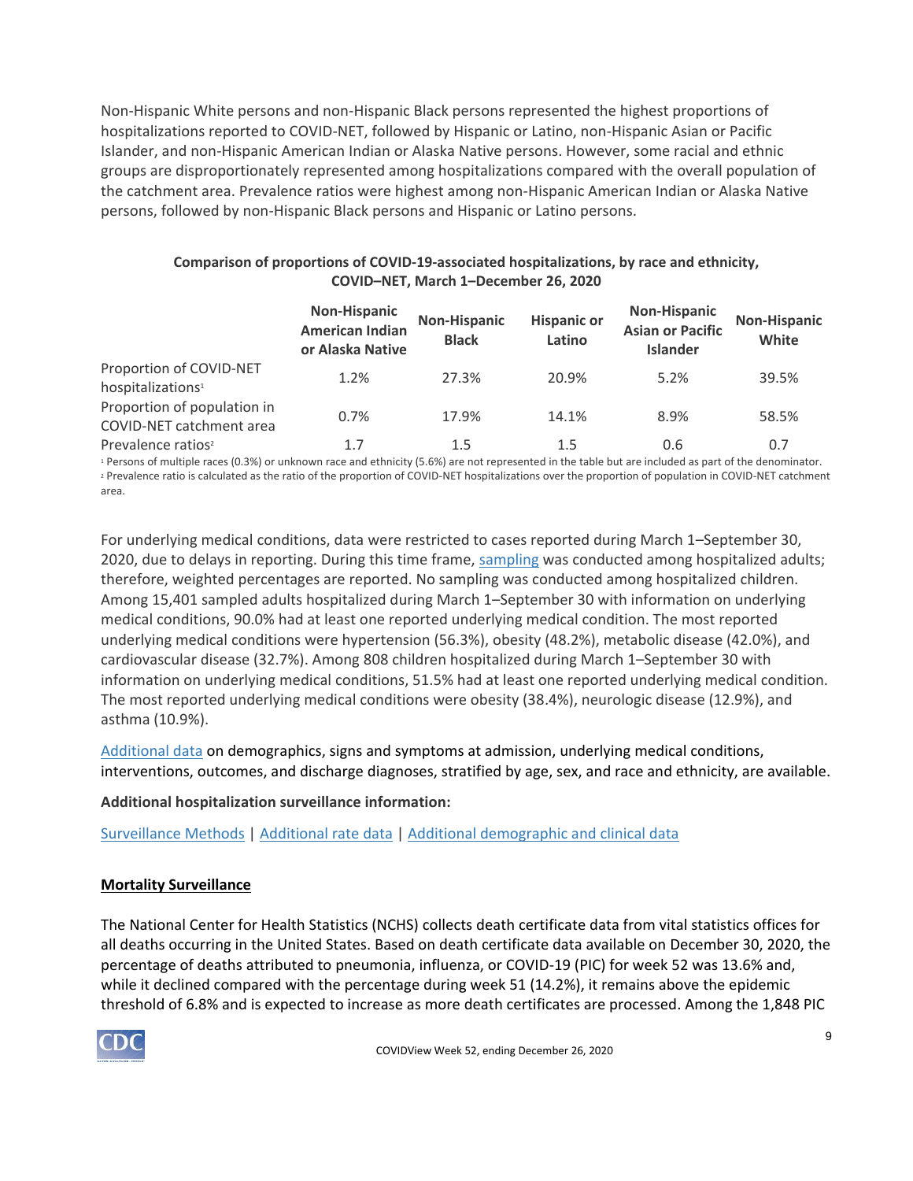Non-Hispanic White persons and non-Hispanic Black persons represented the highest proportions of hospitalizations reported to COVID-NET, followed by Hispanic or Latino, non-Hispanic Asian or Pacific Islander, and non-Hispanic American Indian or Alaska Native persons. However, some racial and ethnic groups are disproportionately represented among hospitalizations compared with the overall population of the catchment area. Prevalence ratios were highest among non-Hispanic American Indian or Alaska Native persons, followed by non-Hispanic Black persons and Hispanic or Latino persons.

**Comparison of proportions of COVID-19-associated hospitalizations, by race and ethnicity, COVID–NET, March 1–December 26, 2020**

| | Non-Hispanic American Indian or Alaska Native | Non-Hispanic Black | Hispanic or Latino | Non-Hispanic Asian or Pacific Islander | Non-Hispanic White |
|---|---|---|---|---|---|
| Proportion of COVID-NET hospitalizations[1] | 1.2% | 27.3% | 20.9% | 5.2% | 39.5% |
| Proportion of population in COVID-NET catchment area | 0.7% | 17.9% | 14.1% | 8.9% | 58.5% |
| Prevalence ratios[2] | 1.7 | 1.5 | 1.5 | 0.6 | 0.7 |

[1] Persons of multiple races (0.3%) or unknown race and ethnicity (5.6%) are not represented in the table but are included as part of the denominator.
[2] Prevalence ratio is calculated as the ratio of the proportion of COVID-NET hospitalizations over the proportion of population in COVID-NET catchment area.

For underlying medical conditions, data were restricted to cases reported during March 1–September 30, 2020, due to delays in reporting. During this time frame, sampling was conducted among hospitalized adults; therefore, weighted percentages are reported. No sampling was conducted among hospitalized children. Among 15,401 sampled adults hospitalized during March 1–September 30 with information on underlying medical conditions, 90.0% had at least one reported underlying medical condition. The most reported underlying medical conditions were hypertension (56.3%), obesity (48.2%), metabolic disease (42.0%), and cardiovascular disease (32.7%). Among 808 children hospitalized during March 1–September 30 with information on underlying medical conditions, 51.5% had at least one reported underlying medical condition. The most reported underlying medical conditions were obesity (38.4%), neurologic disease (12.9%), and asthma (10.9%).

Additional data on demographics, signs and symptoms at admission, underlying medical conditions, interventions, outcomes, and discharge diagnoses, stratified by age, sex, and race and ethnicity, are available.

**Additional hospitalization surveillance information:**

Surveillance Methods | Additional rate data | Additional demographic and clinical data

## Mortality Surveillance

The National Center for Health Statistics (NCHS) collects death certificate data from vital statistics offices for all deaths occurring in the United States. Based on death certificate data available on December 30, 2020, the percentage of deaths attributed to pneumonia, influenza, or COVID-19 (PIC) for week 52 was 13.6% and, while it declined compared with the percentage during week 51 (14.2%), it remains above the epidemic threshold of 6.8% and is expected to increase as more death certificates are processed. Among the 1,848 PIC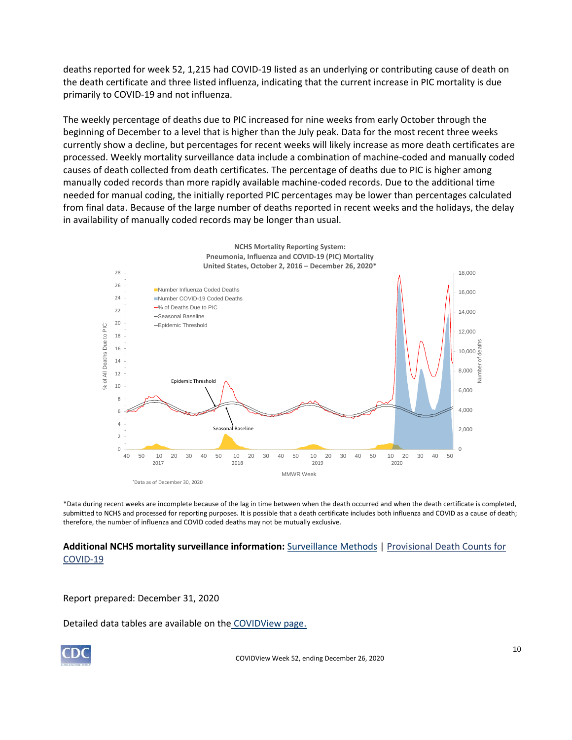deaths reported for week 52, 1,215 had COVID-19 listed as an underlying or contributing cause of death on the death certificate and three listed influenza, indicating that the current increase in PIC mortality is due primarily to COVID-19 and not influenza.

The weekly percentage of deaths due to PIC increased for nine weeks from early October through the beginning of December to a level that is higher than the July peak. Data for the most recent three weeks currently show a decline, but percentages for recent weeks will likely increase as more death certificates are processed. Weekly mortality surveillance data include a combination of machine-coded and manually coded causes of death collected from death certificates. The percentage of deaths due to PIC is higher among manually coded records than more rapidly available machine-coded records. Due to the additional time needed for manual coding, the initially reported PIC percentages may be lower than percentages calculated from final data. Because of the large number of deaths reported in recent weeks and the holidays, the delay in availability of manually coded records may be longer than usual.

**NCHS Mortality Reporting System:**
**Pneumonia, Influenza and COVID-19 (PIC) Mortality**
**United States, October 2, 2016 – December 26, 2020***

Number Influenza Coded Deaths
Number COVID-19 Coded Deaths
% of Deaths Due to PIC
Seasonal Baseline
Epidemic Threshold

Epidemic Threshold
Seasonal Baseline

% of All Deaths Due to PIC
0 2 4 6 8 10 12 14 16 18 20 22 24 26 28

Number of deaths
0 2,000 4,000 6,000 8,000 10,000 12,000 14,000 16,000 18,000

40 50 10 20 30 40 50 10 20 30 40 50 10 20 30 40 50 10 20 30 40 50
2017 2018 2019 2020

MMWR Week

*Data as of December 30, 2020

*Data during recent weeks are incomplete because of the lag in time between when the death occurred and when the death certificate is completed, submitted to NCHS and processed for reporting purposes. It is possible that a death certificate includes both influenza and COVID as a cause of death; therefore, the number of influenza and COVID coded deaths may not be mutually exclusive.

**Additional NCHS mortality surveillance information:** Surveillance Methods | Provisional Death Counts for COVID-19

Report prepared: December 31, 2020

Detailed data tables are available on the COVIDView page.